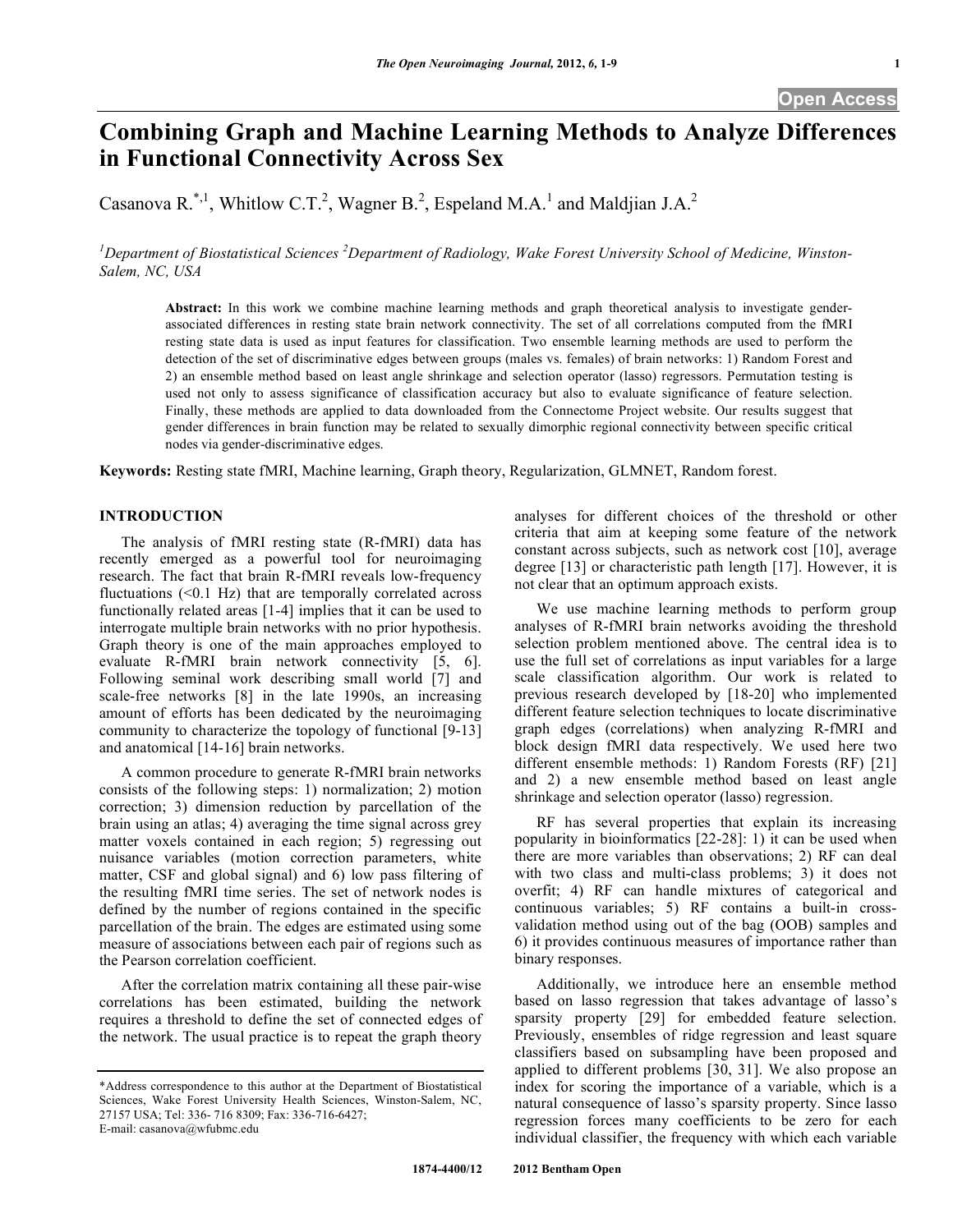# Combining Graph and Machine Learning Methods to Analyze Differences in Functional Connectivity Across Sex

Casanova R.[*,1], Whitlow C.T.[2], Wagner B.[2], Espeland M.A.[1] and Maldjian J.A.[2]

[1]Department of Biostatistical Sciences [2]Department of Radiology, Wake Forest University School of Medicine, Winston-Salem, NC, USA

**Abstract:** In this work we combine machine learning methods and graph theoretical analysis to investigate gender-associated differences in resting state brain network connectivity. The set of all correlations computed from the fMRI resting state data is used as input features for classification. Two ensemble learning methods are used to perform the detection of the set of discriminative edges between groups (males vs. females) of brain networks: 1) Random Forest and 2) an ensemble method based on least angle shrinkage and selection operator (lasso) regressors. Permutation testing is used not only to assess significance of classification accuracy but also to evaluate significance of feature selection. Finally, these methods are applied to data downloaded from the Connectome Project website. Our results suggest that gender differences in brain function may be related to sexually dimorphic regional connectivity between specific critical nodes via gender-discriminative edges.

**Keywords:** Resting state fMRI, Machine learning, Graph theory, Regularization, GLMNET, Random forest.

## INTRODUCTION

The analysis of fMRI resting state (R-fMRI) data has recently emerged as a powerful tool for neuroimaging research. The fact that brain R-fMRI reveals low-frequency fluctuations (<0.1 Hz) that are temporally correlated across functionally related areas [1-4] implies that it can be used to interrogate multiple brain networks with no prior hypothesis. Graph theory is one of the main approaches employed to evaluate R-fMRI brain network connectivity [5, 6]. Following seminal work describing small world [7] and scale-free networks [8] in the late 1990s, an increasing amount of efforts has been dedicated by the neuroimaging community to characterize the topology of functional [9-13] and anatomical [14-16] brain networks.

A common procedure to generate R-fMRI brain networks consists of the following steps: 1) normalization; 2) motion correction; 3) dimension reduction by parcellation of the brain using an atlas; 4) averaging the time signal across grey matter voxels contained in each region; 5) regressing out nuisance variables (motion correction parameters, white matter, CSF and global signal) and 6) low pass filtering of the resulting fMRI time series. The set of network nodes is defined by the number of regions contained in the specific parcellation of the brain. The edges are estimated using some measure of associations between each pair of regions such as the Pearson correlation coefficient.

After the correlation matrix containing all these pair-wise correlations has been estimated, building the network requires a threshold to define the set of connected edges of the network. The usual practice is to repeat the graph theory analyses for different choices of the threshold or other criteria that aim at keeping some feature of the network constant across subjects, such as network cost [10], average degree [13] or characteristic path length [17]. However, it is not clear that an optimum approach exists.

We use machine learning methods to perform group analyses of R-fMRI brain networks avoiding the threshold selection problem mentioned above. The central idea is to use the full set of correlations as input variables for a large scale classification algorithm. Our work is related to previous research developed by [18-20] who implemented different feature selection techniques to locate discriminative graph edges (correlations) when analyzing R-fMRI and block design fMRI data respectively. We used here two different ensemble methods: 1) Random Forests (RF) [21] and 2) a new ensemble method based on least angle shrinkage and selection operator (lasso) regression.

RF has several properties that explain its increasing popularity in bioinformatics [22-28]: 1) it can be used when there are more variables than observations; 2) RF can deal with two class and multi-class problems; 3) it does not overfit; 4) RF can handle mixtures of categorical and continuous variables; 5) RF contains a built-in cross-validation method using out of the bag (OOB) samples and 6) it provides continuous measures of importance rather than binary responses.

Additionally, we introduce here an ensemble method based on lasso regression that takes advantage of lasso's sparsity property [29] for embedded feature selection. Previously, ensembles of ridge regression and least square classifiers based on subsampling have been proposed and applied to different problems [30, 31]. We also propose an index for scoring the importance of a variable, which is a natural consequence of lasso's sparsity property. Since lasso regression forces many coefficients to be zero for each individual classifier, the frequency with which each variable

*Address correspondence to this author at the Department of Biostatistical Sciences, Wake Forest University Health Sciences, Winston-Salem, NC, 27157 USA; Tel: 336- 716 8309; Fax: 336-716-6427; E-mail: casanova@wfubmc.edu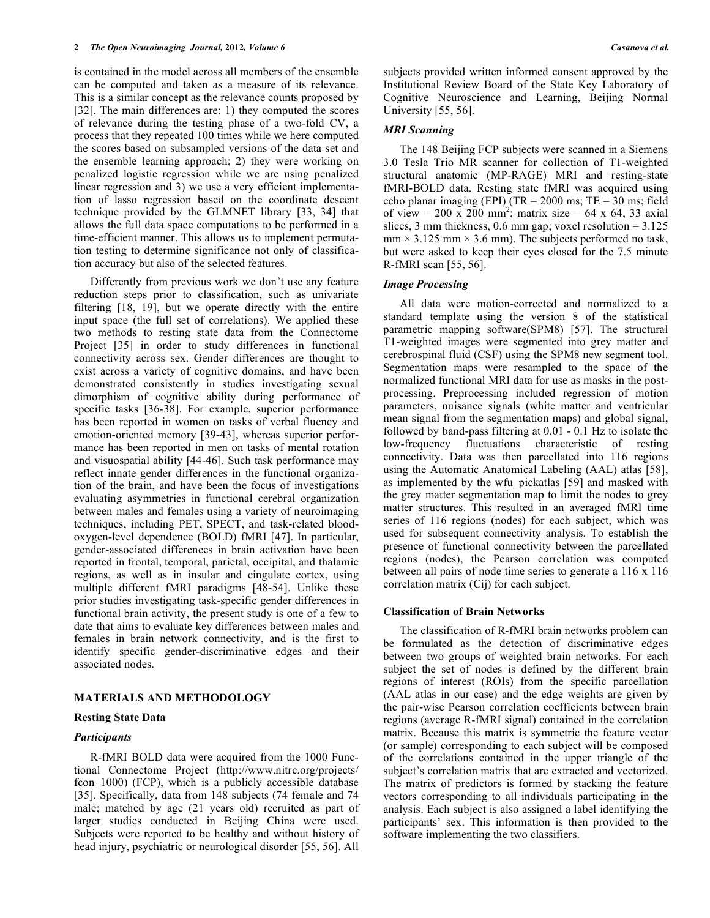is contained in the model across all members of the ensemble can be computed and taken as a measure of its relevance. This is a similar concept as the relevance counts proposed by [32]. The main differences are: 1) they computed the scores of relevance during the testing phase of a two-fold CV, a process that they repeated 100 times while we here computed the scores based on subsampled versions of the data set and the ensemble learning approach; 2) they were working on penalized logistic regression while we are using penalized linear regression and 3) we use a very efficient implementation of lasso regression based on the coordinate descent technique provided by the GLMNET library [33, 34] that allows the full data space computations to be performed in a time-efficient manner. This allows us to implement permutation testing to determine significance not only of classification accuracy but also of the selected features.

Differently from previous work we don't use any feature reduction steps prior to classification, such as univariate filtering [18, 19], but we operate directly with the entire input space (the full set of correlations). We applied these two methods to resting state data from the Connectome Project [35] in order to study differences in functional connectivity across sex. Gender differences are thought to exist across a variety of cognitive domains, and have been demonstrated consistently in studies investigating sexual dimorphism of cognitive ability during performance of specific tasks [36-38]. For example, superior performance has been reported in women on tasks of verbal fluency and emotion-oriented memory [39-43], whereas superior performance has been reported in men on tasks of mental rotation and visuospatial ability [44-46]. Such task performance may reflect innate gender differences in the functional organization of the brain, and have been the focus of investigations evaluating asymmetries in functional cerebral organization between males and females using a variety of neuroimaging techniques, including PET, SPECT, and task-related blood-oxygen-level dependence (BOLD) fMRI [47]. In particular, gender-associated differences in brain activation have been reported in frontal, temporal, parietal, occipital, and thalamic regions, as well as in insular and cingulate cortex, using multiple different fMRI paradigms [48-54]. Unlike these prior studies investigating task-specific gender differences in functional brain activity, the present study is one of a few to date that aims to evaluate key differences between males and females in brain network connectivity, and is the first to identify specific gender-discriminative edges and their associated nodes.

## MATERIALS AND METHODOLOGY

### Resting State Data

#### *Participants*

R-fMRI BOLD data were acquired from the 1000 Functional Connectome Project (http://www.nitrc.org/projects/fcon_1000) (FCP), which is a publicly accessible database [35]. Specifically, data from 148 subjects (74 female and 74 male; matched by age (21 years old) recruited as part of larger studies conducted in Beijing China were used. Subjects were reported to be healthy and without history of head injury, psychiatric or neurological disorder [55, 56]. All subjects provided written informed consent approved by the Institutional Review Board of the State Key Laboratory of Cognitive Neuroscience and Learning, Beijing Normal University [55, 56].

#### *MRI Scanning*

The 148 Beijing FCP subjects were scanned in a Siemens 3.0 Tesla Trio MR scanner for collection of T1-weighted structural anatomic (MP-RAGE) MRI and resting-state fMRI-BOLD data. Resting state fMRI was acquired using echo planar imaging (EPI) (TR = 2000 ms; TE = 30 ms; field of view = 200 x 200 mm$^2$; matrix size = 64 x 64, 33 axial slices, 3 mm thickness, 0.6 mm gap; voxel resolution = 3.125 mm × 3.125 mm × 3.6 mm). The subjects performed no task, but were asked to keep their eyes closed for the 7.5 minute R-fMRI scan [55, 56].

#### *Image Processing*

All data were motion-corrected and normalized to a standard template using the version 8 of the statistical parametric mapping software(SPM8) [57]. The structural T1-weighted images were segmented into grey matter and cerebrospinal fluid (CSF) using the SPM8 new segment tool. Segmentation maps were resampled to the space of the normalized functional MRI data for use as masks in the post-processing. Preprocessing included regression of motion parameters, nuisance signals (white matter and ventricular mean signal from the segmentation maps) and global signal, followed by band-pass filtering at 0.01 - 0.1 Hz to isolate the low-frequency fluctuations characteristic of resting connectivity. Data was then parcellated into 116 regions using the Automatic Anatomical Labeling (AAL) atlas [58], as implemented by the wfu_pickatlas [59] and masked with the grey matter segmentation map to limit the nodes to grey matter structures. This resulted in an averaged fMRI time series of 116 regions (nodes) for each subject, which was used for subsequent connectivity analysis. To establish the presence of functional connectivity between the parcellated regions (nodes), the Pearson correlation was computed between all pairs of node time series to generate a 116 x 116 correlation matrix ($C_{ij}$) for each subject.

### Classification of Brain Networks

The classification of R-fMRI brain networks problem can be formulated as the detection of discriminative edges between two groups of weighted brain networks. For each subject the set of nodes is defined by the different brain regions of interest (ROIs) from the specific parcellation (AAL atlas in our case) and the edge weights are given by the pair-wise Pearson correlation coefficients between brain regions (average R-fMRI signal) contained in the correlation matrix. Because this matrix is symmetric the feature vector (or sample) corresponding to each subject will be composed of the correlations contained in the upper triangle of the subject's correlation matrix that are extracted and vectorized. The matrix of predictors is formed by stacking the feature vectors corresponding to all individuals participating in the analysis. Each subject is also assigned a label identifying the participants' sex. This information is then provided to the software implementing the two classifiers.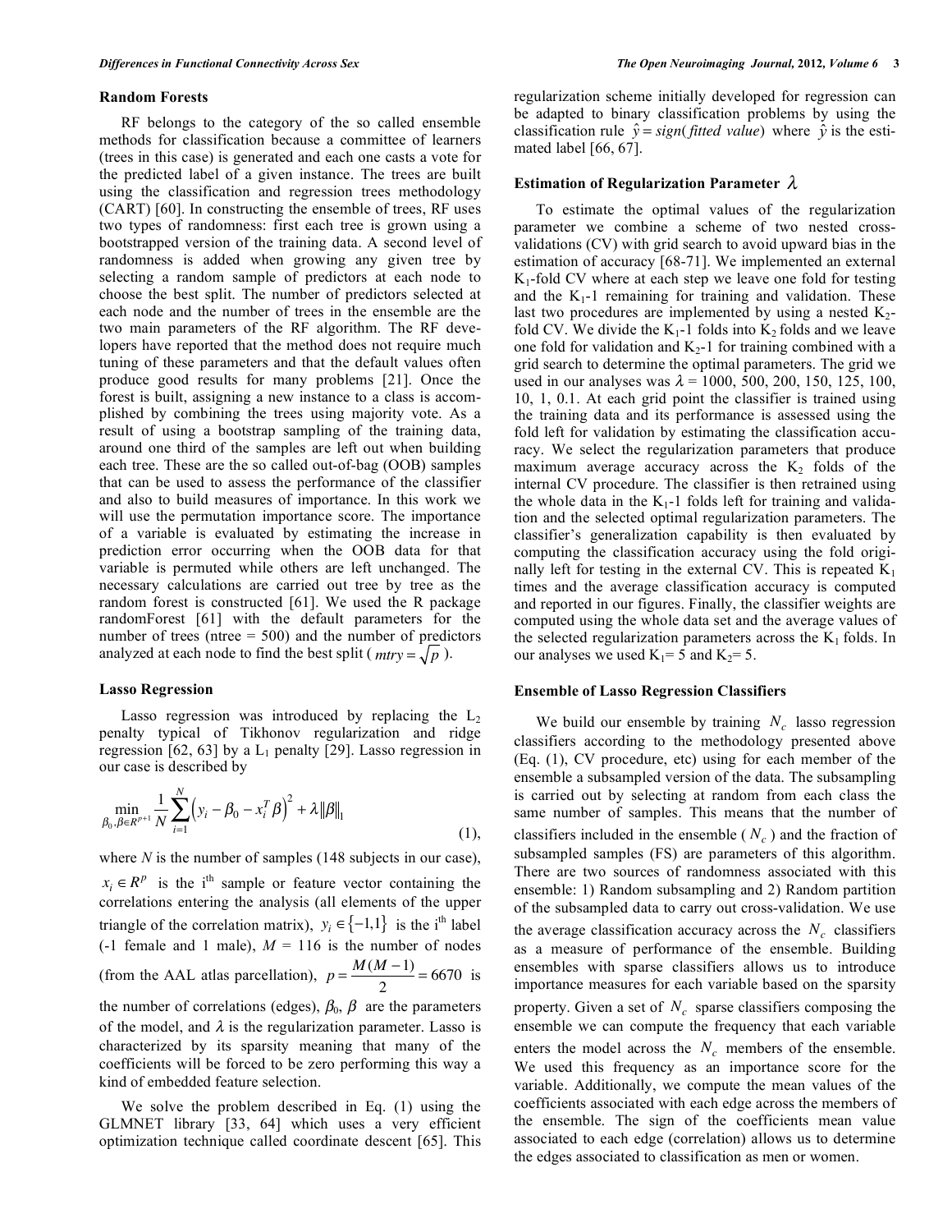## Random Forests

RF belongs to the category of the so called ensemble methods for classification because a committee of learners (trees in this case) is generated and each one casts a vote for the predicted label of a given instance. The trees are built using the classification and regression trees methodology (CART) [60]. In constructing the ensemble of trees, RF uses two types of randomness: first each tree is grown using a bootstrapped version of the training data. A second level of randomness is added when growing any given tree by selecting a random sample of predictors at each node to choose the best split. The number of predictors selected at each node and the number of trees in the ensemble are the two main parameters of the RF algorithm. The RF developers have reported that the method does not require much tuning of these parameters and that the default values often produce good results for many problems [21]. Once the forest is built, assigning a new instance to a class is accomplished by combining the trees using majority vote. As a result of using a bootstrap sampling of the training data, around one third of the samples are left out when building each tree. These are the so called out-of-bag (OOB) samples that can be used to assess the performance of the classifier and also to build measures of importance. In this work we will use the permutation importance score. The importance of a variable is evaluated by estimating the increase in prediction error occurring when the OOB data for that variable is permuted while others are left unchanged. The necessary calculations are carried out tree by tree as the random forest is constructed [61]. We used the R package randomForest [61] with the default parameters for the number of trees (ntree = 500) and the number of predictors analyzed at each node to find the best split ( $mtry = \sqrt{p}$ ).

## Lasso Regression

Lasso regression was introduced by replacing the $L_2$ penalty typical of Tikhonov regularization and ridge regression [62, 63] by a $L_1$ penalty [29]. Lasso regression in our case is described by

$$\min_{\beta_0, \beta \in R^{p+1}} \frac{1}{N} \sum_{i=1}^{N} \left( y_i - \beta_0 - x_i^T \beta \right)^2 + \lambda \|\beta\|_1 \tag{1}$$

where $N$ is the number of samples (148 subjects in our case), $x_i \in R^p$ is the i<sup>th</sup> sample or feature vector containing the correlations entering the analysis (all elements of the upper triangle of the correlation matrix), $y_i \in \{-1,1\}$ is the i<sup>th</sup> label (-1 female and 1 male), $M$ = 116 is the number of nodes (from the AAL atlas parcellation), $p = \frac{M(M-1)}{2} = 6670$ is the number of correlations (edges), $\beta_0, \beta$ are the parameters of the model, and $\lambda$ is the regularization parameter. Lasso is characterized by its sparsity meaning that many of the coefficients will be forced to be zero performing this way a kind of embedded feature selection.

We solve the problem described in Eq. (1) using the GLMNET library [33, 64] which uses a very efficient optimization technique called coordinate descent [65]. This regularization scheme initially developed for regression can be adapted to binary classification problems by using the classification rule $\hat{y} = sign(\textit{fitted value})$ where $\hat{y}$ is the estimated label [66, 67].

## Estimation of Regularization Parameter $\lambda$

To estimate the optimal values of the regularization parameter we combine a scheme of two nested cross-validations (CV) with grid search to avoid upward bias in the estimation of accuracy [68-71]. We implemented an external $K_1$-fold CV where at each step we leave one fold for testing and the $K_1$-1 remaining for training and validation. These last two procedures are implemented by using a nested $K_2$-fold CV. We divide the $K_1$-1 folds into $K_2$ folds and we leave one fold for validation and $K_2$-1 for training combined with a grid search to determine the optimal parameters. The grid we used in our analyses was $\lambda$ = 1000, 500, 200, 150, 125, 100, 10, 1, 0.1. At each grid point the classifier is trained using the training data and its performance is assessed using the fold left for validation by estimating the classification accuracy. We select the regularization parameters that produce maximum average accuracy across the $K_2$ folds of the internal CV procedure. The classifier is then retrained using the whole data in the $K_1$-1 folds left for training and validation and the selected optimal regularization parameters. The classifier's generalization capability is then evaluated by computing the classification accuracy using the fold originally left for testing in the external CV. This is repeated $K_1$ times and the average classification accuracy is computed and reported in our figures. Finally, the classifier weights are computed using the whole data set and the average values of the selected regularization parameters across the $K_1$ folds. In our analyses we used $K_1$= 5 and $K_2$= 5.

## Ensemble of Lasso Regression Classifiers

We build our ensemble by training $N_c$ lasso regression classifiers according to the methodology presented above (Eq. (1), CV procedure, etc) using for each member of the ensemble a subsampled version of the data. The subsampling is carried out by selecting at random from each class the same number of samples. This means that the number of classifiers included in the ensemble ( $N_c$ ) and the fraction of subsampled samples (FS) are parameters of this algorithm. There are two sources of randomness associated with this ensemble: 1) Random subsampling and 2) Random partition of the subsampled data to carry out cross-validation. We use the average classification accuracy across the $N_c$ classifiers as a measure of performance of the ensemble. Building ensembles with sparse classifiers allows us to introduce importance measures for each variable based on the sparsity property. Given a set of $N_c$ sparse classifiers composing the ensemble we can compute the frequency that each variable enters the model across the $N_c$ members of the ensemble. We used this frequency as an importance score for the variable. Additionally, we compute the mean values of the coefficients associated with each edge across the members of the ensemble. The sign of the coefficients mean value associated to each edge (correlation) allows us to determine the edges associated to classification as men or women.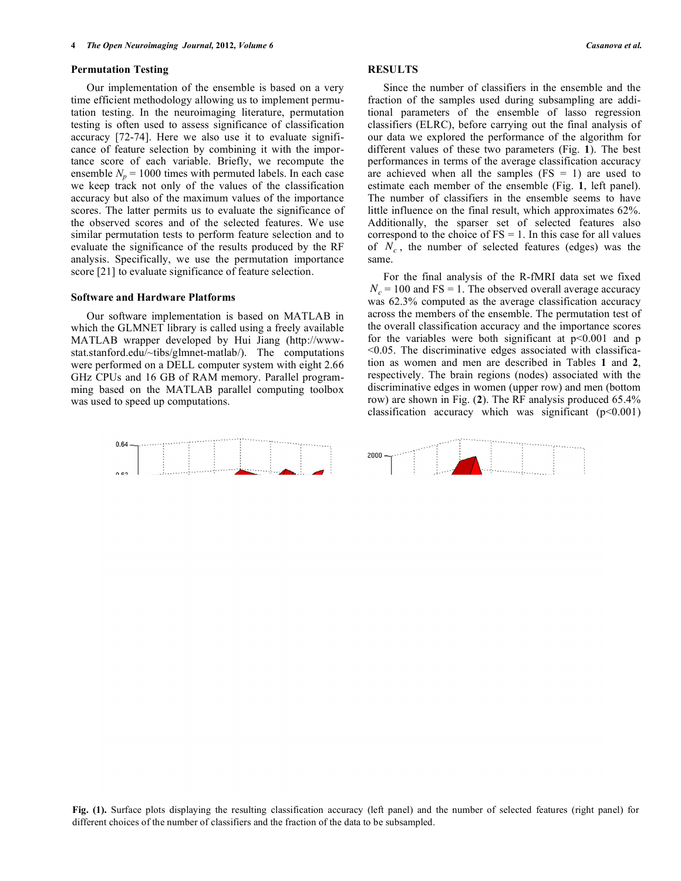### Permutation Testing

Our implementation of the ensemble is based on a very time efficient methodology allowing us to implement permutation testing. In the neuroimaging literature, permutation testing is often used to assess significance of classification accuracy [72-74]. Here we also use it to evaluate significance of feature selection by combining it with the importance score of each variable. Briefly, we recompute the ensemble $N_p = 1000$ times with permuted labels. In each case we keep track not only of the values of the classification accuracy but also of the maximum values of the importance scores. The latter permits us to evaluate the significance of the observed scores and of the selected features. We use similar permutation tests to perform feature selection and to evaluate the significance of the results produced by the RF analysis. Specifically, we use the permutation importance score [21] to evaluate significance of feature selection.

### Software and Hardware Platforms

Our software implementation is based on MATLAB in which the GLMNET library is called using a freely available MATLAB wrapper developed by Hui Jiang (http://www-stat.stanford.edu/~tibs/glmnet-matlab/). The computations were performed on a DELL computer system with eight 2.66 GHz CPUs and 16 GB of RAM memory. Parallel programming based on the MATLAB parallel computing toolbox was used to speed up computations.

## RESULTS

Since the number of classifiers in the ensemble and the fraction of the samples used during subsampling are additional parameters of the ensemble of lasso regression classifiers (ELRC), before carrying out the final analysis of our data we explored the performance of the algorithm for different values of these two parameters (Fig. **1**). The best performances in terms of the average classification accuracy are achieved when all the samples (FS = 1) are used to estimate each member of the ensemble (Fig. **1**, left panel). The number of classifiers in the ensemble seems to have little influence on the final result, which approximates 62%. Additionally, the sparser set of selected features also correspond to the choice of FS = 1. In this case for all values of $N_c$, the number of selected features (edges) was the same.

For the final analysis of the R-fMRI data set we fixed $N_c = 100$ and FS = 1. The observed overall average accuracy was 62.3% computed as the average classification accuracy across the members of the ensemble. The permutation test of the overall classification accuracy and the importance scores for the variables were both significant at $p<0.001$ and $p<0.05$. The discriminative edges associated with classification as women and men are described in Tables **1** and **2**, respectively. The brain regions (nodes) associated with the discriminative edges in women (upper row) and men (bottom row) are shown in Fig. (**2**). The RF analysis produced 65.4% classification accuracy which was significant ($p<0.001$)

**Fig. (1).** Surface plots displaying the resulting classification accuracy (left panel) and the number of selected features (right panel) for different choices of the number of classifiers and the fraction of the data to be subsampled.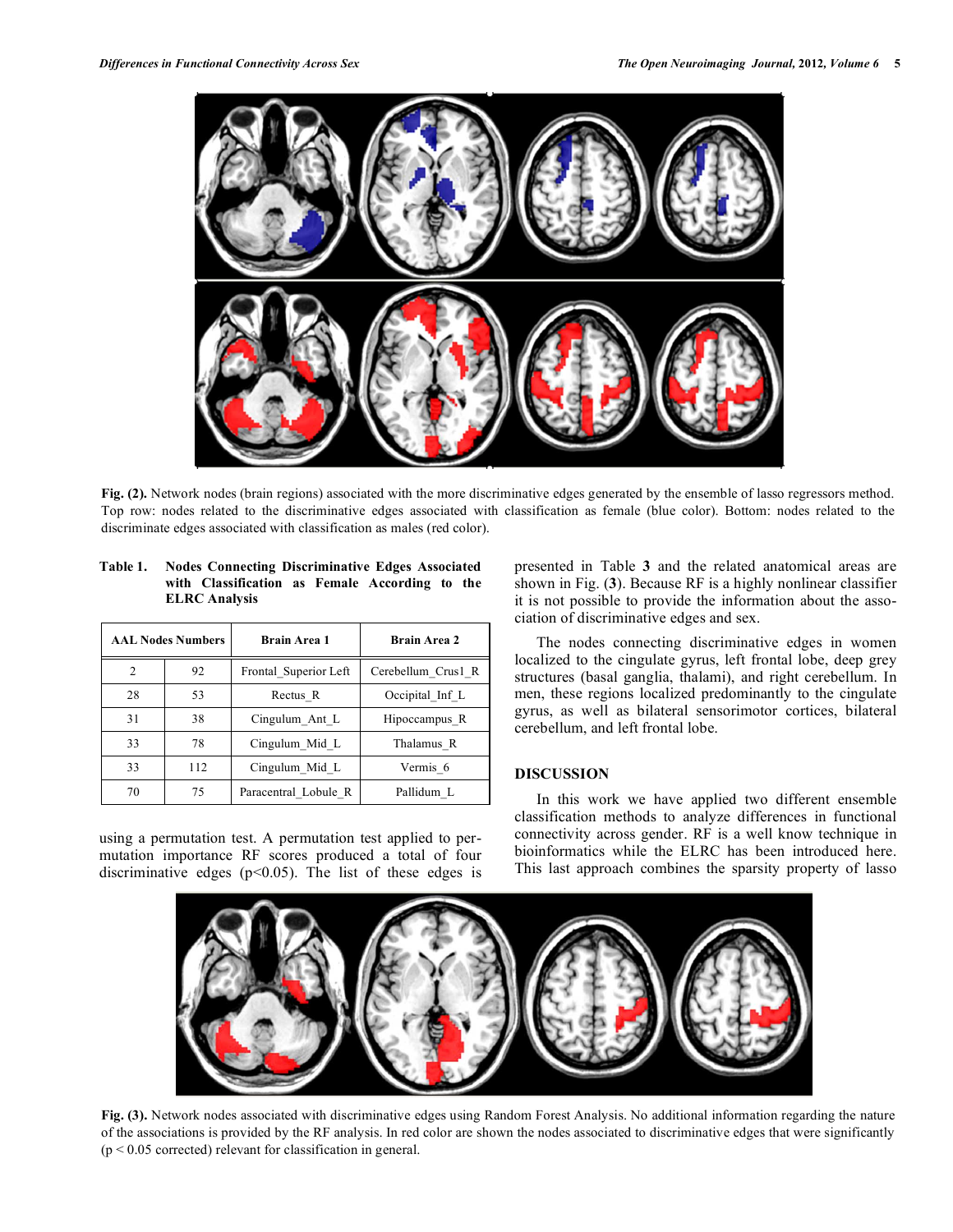Fig. (2). Network nodes (brain regions) associated with the more discriminative edges generated by the ensemble of lasso regressors method. Top row: nodes related to the discriminative edges associated with classification as female (blue color). Bottom: nodes related to the discriminate edges associated with classification as males (red color).

**Table 1. Nodes Connecting Discriminative Edges Associated with Classification as Female According to the ELRC Analysis**

| AAL Nodes Numbers | | Brain Area 1 | Brain Area 2 |
|---|---|---|---|
| 2 | 92 | Frontal_Superior Left | Cerebellum_Crus1_R |
| 28 | 53 | Rectus_R | Occipital_Inf_L |
| 31 | 38 | Cingulum_Ant_L | Hipoccampus_R |
| 33 | 78 | Cingulum_Mid_L | Thalamus_R |
| 33 | 112 | Cingulum_Mid_L | Vermis_6 |
| 70 | 75 | Paracentral_Lobule_R | Pallidum_L |

using a permutation test. A permutation test applied to permutation importance RF scores produced a total of four discriminative edges ($p<0.05$). The list of these edges is presented in Table **3** and the related anatomical areas are shown in Fig. (**3**). Because RF is a highly nonlinear classifier it is not possible to provide the information about the association of discriminative edges and sex.

The nodes connecting discriminative edges in women localized to the cingulate gyrus, left frontal lobe, deep grey structures (basal ganglia, thalami), and right cerebellum. In men, these regions localized predominantly to the cingulate gyrus, as well as bilateral sensorimotor cortices, bilateral cerebellum, and left frontal lobe.

## DISCUSSION

In this work we have applied two different ensemble classification methods to analyze differences in functional connectivity across gender. RF is a well know technique in bioinformatics while the ELRC has been introduced here. This last approach combines the sparsity property of lasso

Fig. (3). Network nodes associated with discriminative edges using Random Forest Analysis. No additional information regarding the nature of the associations is provided by the RF analysis. In red color are shown the nodes associated to discriminative edges that were significantly ($p < 0.05$ corrected) relevant for classification in general.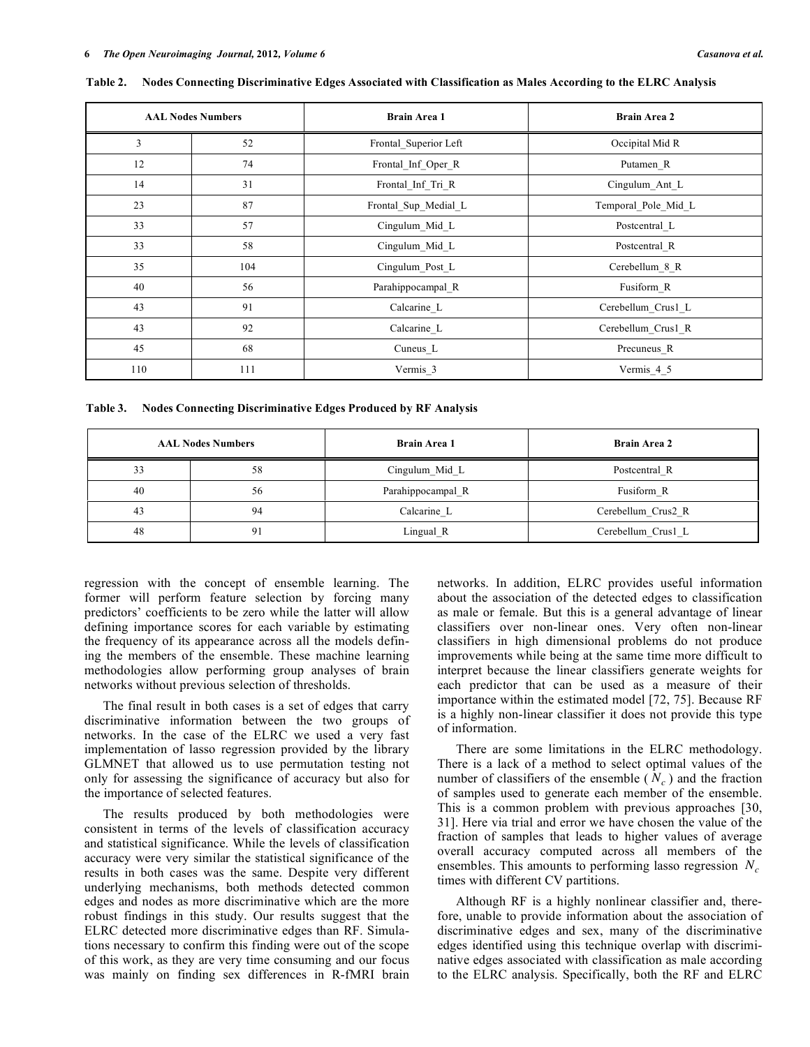**Table 2. Nodes Connecting Discriminative Edges Associated with Classification as Males According to the ELRC Analysis**

| AAL Nodes Numbers | | Brain Area 1 | Brain Area 2 |
|---|---|---|---|
| 3 | 52 | Frontal_Superior Left | Occipital Mid R |
| 12 | 74 | Frontal_Inf_Oper_R | Putamen_R |
| 14 | 31 | Frontal_Inf_Tri_R | Cingulum_Ant_L |
| 23 | 87 | Frontal_Sup_Medial_L | Temporal_Pole_Mid_L |
| 33 | 57 | Cingulum_Mid_L | Postcentral_L |
| 33 | 58 | Cingulum_Mid_L | Postcentral_R |
| 35 | 104 | Cingulum_Post_L | Cerebellum_8_R |
| 40 | 56 | Parahippocampal_R | Fusiform_R |
| 43 | 91 | Calcarine_L | Cerebellum_Crus1_L |
| 43 | 92 | Calcarine_L | Cerebellum_Crus1_R |
| 45 | 68 | Cuneus_L | Precuneus_R |
| 110 | 111 | Vermis_3 | Vermis_4_5 |

**Table 3. Nodes Connecting Discriminative Edges Produced by RF Analysis**

| AAL Nodes Numbers | | Brain Area 1 | Brain Area 2 |
|---|---|---|---|
| 33 | 58 | Cingulum_Mid_L | Postcentral_R |
| 40 | 56 | Parahippocampal_R | Fusiform_R |
| 43 | 94 | Calcarine_L | Cerebellum_Crus2_R |
| 48 | 91 | Lingual_R | Cerebellum_Crus1_L |

regression with the concept of ensemble learning. The former will perform feature selection by forcing many predictors' coefficients to be zero while the latter will allow defining importance scores for each variable by estimating the frequency of its appearance across all the models defining the members of the ensemble. These machine learning methodologies allow performing group analyses of brain networks without previous selection of thresholds.

The final result in both cases is a set of edges that carry discriminative information between the two groups of networks. In the case of the ELRC we used a very fast implementation of lasso regression provided by the library GLMNET that allowed us to use permutation testing not only for assessing the significance of accuracy but also for the importance of selected features.

The results produced by both methodologies were consistent in terms of the levels of classification accuracy and statistical significance. While the levels of classification accuracy were very similar the statistical significance of the results in both cases was the same. Despite very different underlying mechanisms, both methods detected common edges and nodes as more discriminative which are the more robust findings in this study. Our results suggest that the ELRC detected more discriminative edges than RF. Simulations necessary to confirm this finding were out of the scope of this work, as they are very time consuming and our focus was mainly on finding sex differences in R-fMRI brain networks. In addition, ELRC provides useful information about the association of the detected edges to classification as male or female. But this is a general advantage of linear classifiers over non-linear ones. Very often non-linear classifiers in high dimensional problems do not produce improvements while being at the same time more difficult to interpret because the linear classifiers generate weights for each predictor that can be used as a measure of their importance within the estimated model [72, 75]. Because RF is a highly non-linear classifier it does not provide this type of information.

There are some limitations in the ELRC methodology. There is a lack of a method to select optimal values of the number of classifiers of the ensemble ($N_c$) and the fraction of samples used to generate each member of the ensemble. This is a common problem with previous approaches [30, 31]. Here via trial and error we have chosen the value of the fraction of samples that leads to higher values of average overall accuracy computed across all members of the ensembles. This amounts to performing lasso regression $N_c$ times with different CV partitions.

Although RF is a highly nonlinear classifier and, therefore, unable to provide information about the association of discriminative edges and sex, many of the discriminative edges identified using this technique overlap with discriminative edges associated with classification as male according to the ELRC analysis. Specifically, both the RF and ELRC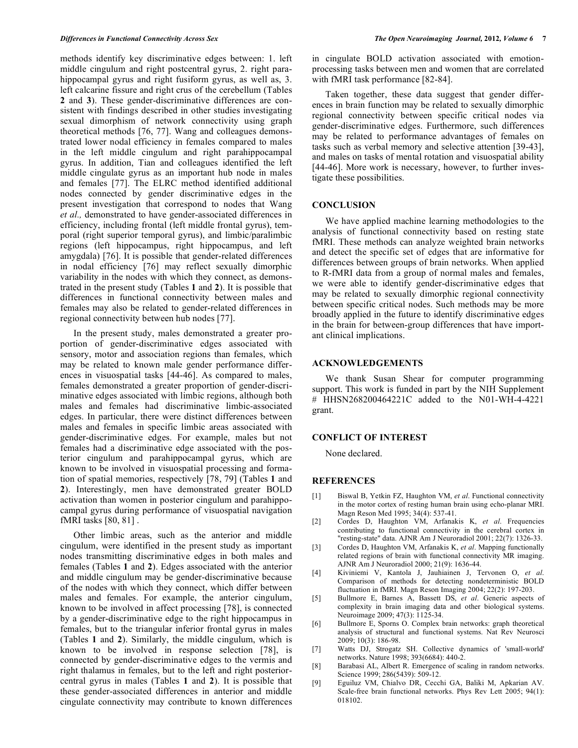methods identify key discriminative edges between: 1. left middle cingulum and right postcentral gyrus, 2. right parahippocampal gyrus and right fusiform gyrus, as well as, 3. left calcarine fissure and right crus of the cerebellum (Tables **2** and **3**). These gender-discriminative differences are consistent with findings described in other studies investigating sexual dimorphism of network connectivity using graph theoretical methods [76, 77]. Wang and colleagues demonstrated lower nodal efficiency in females compared to males in the left middle cingulum and right parahippocampal gyrus. In addition, Tian and colleagues identified the left middle cingulate gyrus as an important hub node in males and females [77]. The ELRC method identified additional nodes connected by gender discriminative edges in the present investigation that correspond to nodes that Wang *et al.,* demonstrated to have gender-associated differences in efficiency, including frontal (left middle frontal gyrus), temporal (right superior temporal gyrus), and limbic/paralimbic regions (left hippocampus, right hippocampus, and left amygdala) [76]. It is possible that gender-related differences in nodal efficiency [76] may reflect sexually dimorphic variability in the nodes with which they connect, as demonstrated in the present study (Tables **1** and **2**). It is possible that differences in functional connectivity between males and females may also be related to gender-related differences in regional connectivity between hub nodes [77].

In the present study, males demonstrated a greater proportion of gender-discriminative edges associated with sensory, motor and association regions than females, which may be related to known male gender performance differences in visuospatial tasks [44-46]. As compared to males, females demonstrated a greater proportion of gender-discriminative edges associated with limbic regions, although both males and females had discriminative limbic-associated edges. In particular, there were distinct differences between males and females in specific limbic areas associated with gender-discriminative edges. For example, males but not females had a discriminative edge associated with the posterior cingulum and parahippocampal gyrus, which are known to be involved in visuospatial processing and formation of spatial memories, respectively [78, 79] (Tables **1** and **2**). Interestingly, men have demonstrated greater BOLD activation than women in posterior cingulum and parahippocampal gyrus during performance of visuospatial navigation fMRI tasks [80, 81] .

Other limbic areas, such as the anterior and middle cingulum, were identified in the present study as important nodes transmitting discriminative edges in both males and females (Tables **1** and **2**). Edges associated with the anterior and middle cingulum may be gender-discriminative because of the nodes with which they connect, which differ between males and females. For example, the anterior cingulum, known to be involved in affect processing [78], is connected by a gender-discriminative edge to the right hippocampus in females, but to the triangular inferior frontal gyrus in males (Tables **1** and **2**). Similarly, the middle cingulum, which is known to be involved in response selection [78], is connected by gender-discriminative edges to the vermis and right thalamus in females, but to the left and right posterior-central gyrus in males (Tables **1** and **2**). It is possible that these gender-associated differences in anterior and middle cingulate connectivity may contribute to known differences in cingulate BOLD activation associated with emotion-processing tasks between men and women that are correlated with fMRI task performance [82-84].

Taken together, these data suggest that gender differences in brain function may be related to sexually dimorphic regional connectivity between specific critical nodes via gender-discriminative edges. Furthermore, such differences may be related to performance advantages of females on tasks such as verbal memory and selective attention [39-43], and males on tasks of mental rotation and visuospatial ability [44-46]. More work is necessary, however, to further investigate these possibilities.

## CONCLUSION

We have applied machine learning methodologies to the analysis of functional connectivity based on resting state fMRI. These methods can analyze weighted brain networks and detect the specific set of edges that are informative for differences between groups of brain networks. When applied to R-fMRI data from a group of normal males and females, we were able to identify gender-discriminative edges that may be related to sexually dimorphic regional connectivity between specific critical nodes. Such methods may be more broadly applied in the future to identify discriminative edges in the brain for between-group differences that have important clinical implications.

## ACKNOWLEDGEMENTS

We thank Susan Shear for computer programming support. This work is funded in part by the NIH Supplement # HHSN268200464221C added to the N01-WH-4-4221 grant.

## CONFLICT OF INTEREST

None declared.

## REFERENCES

[1] Biswal B, Yetkin FZ, Haughton VM, *et al*. Functional connectivity in the motor cortex of resting human brain using echo-planar MRI. Magn Reson Med 1995; 34(4): 537-41.

[2] Cordes D, Haughton VM, Arfanakis K, *et al*. Frequencies contributing to functional connectivity in the cerebral cortex in "resting-state" data. AJNR Am J Neuroradiol 2001; 22(7): 1326-33.

[3] Cordes D, Haughton VM, Arfanakis K, *et al*. Mapping functionally related regions of brain with functional connectivity MR imaging. AJNR Am J Neuroradiol 2000; 21(9): 1636-44.

[4] Kiviniemi V, Kantola J, Jauhiainen J, Tervonen O, *et al*. Comparison of methods for detecting nondeterministic BOLD fluctuation in fMRI. Magn Reson Imaging 2004; 22(2): 197-203.

[5] Bullmore E, Barnes A, Bassett DS, *et al*. Generic aspects of complexity in brain imaging data and other biological systems. Neuroimage 2009; 47(3): 1125-34.

[6] Bullmore E, Sporns O. Complex brain networks: graph theoretical analysis of structural and functional systems. Nat Rev Neurosci 2009; 10(3): 186-98.

[7] Watts DJ, Strogatz SH. Collective dynamics of 'small-world' networks. Nature 1998; 393(6684): 440-2.

[8] Barabasi AL, Albert R. Emergence of scaling in random networks. Science 1999; 286(5439): 509-12.

[9] Eguiluz VM, Chialvo DR, Cecchi GA, Baliki M, Apkarian AV. Scale-free brain functional networks. Phys Rev Lett 2005; 94(1): 018102.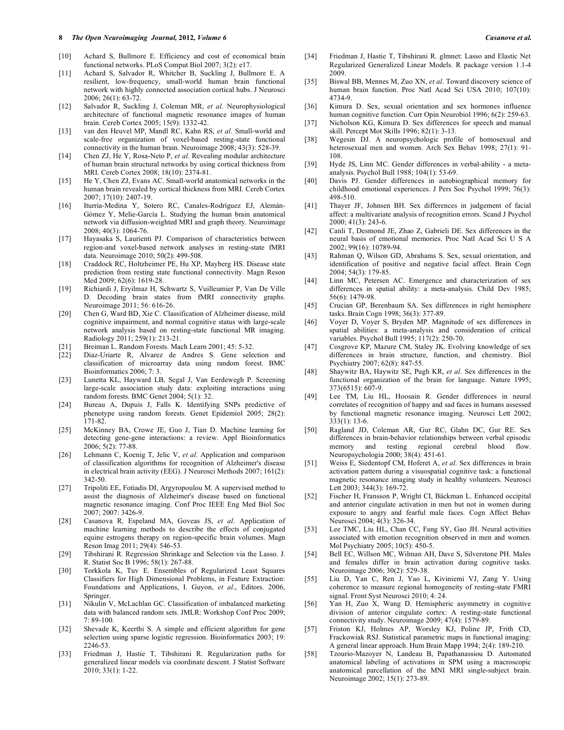[10] Achard S, Bullmore E. Efficiency and cost of economical brain functional networks. PLoS Comput Biol 2007; 3(2): e17.

[11] Achard S, Salvador R, Whitcher B, Suckling J, Bullmore E. A resilient, low-frequency, small-world human brain functional network with highly connected association cortical hubs. J Neurosci 2006; 26(1): 63-72.

[12] Salvador R, Suckling J, Coleman MR, *et al*. Neurophysiological architecture of functional magnetic resonance images of human brain. Cereb Cortex 2005; 15(9): 1332-42.

[13] van den Heuvel MP, Mandl RC, Kahn RS, *et al*. Small-world and scale-free organization of voxel-based resting-state functional connectivity in the human brain. Neuroimage 2008; 43(3): 528-39.

[14] Chen ZJ, He Y, Rosa-Neto P, *et al*. Revealing modular architecture of human brain structural networks by using cortical thickness from MRI. Cereb Cortex 2008; 18(10): 2374-81.

[15] He Y, Chen ZJ, Evans AC. Small-world anatomical networks in the human brain revealed by cortical thickness from MRI. Cereb Cortex 2007; 17(10): 2407-19.

[16] Iturria-Medina Y, Sotero RC, Canales-Rodríguez EJ, Alemán-Gómez Y, Melie-García L. Studying the human brain anatomical network via diffusion-weighted MRI and graph theory. Neuroimage 2008; 40(3): 1064-76.

[17] Hayasaka S, Laurienti PJ. Comparison of characteristics between region-and voxel-based network analyses in resting-state fMRI data. Neuroimage 2010; 50(2): 499-508.

[18] Craddock RC, Holtzheimer PE, Hu XP, Mayberg HS. Disease state prediction from resting state functional connectivity. Magn Reson Med 2009; 62(6): 1619-28.

[19] Richiardi J, Eryilmaz H, Schwartz S, Vuilleumier P, Van De Ville D. Decoding brain states from fMRI connectivity graphs. Neuroimage 2011; 56: 616-26.

[20] Chen G, Ward BD, Xie C. Classification of Alzheimer disease, mild cognitive impairment, and normal cognitive status with large-scale network analysis based on resting-state functional MR imaging. Radiology 2011; 259(1): 213-21.

[21] Breiman L. Random Forests. Mach Learn 2001; 45: 5-32.

[22] Diaz-Uriarte R, Alvarez de Andres S. Gene selection and classification of microarray data using random forest. BMC Bioinformatics 2006; 7: 3.

[23] Lunetta KL, Hayward LB, Segal J, Van Eerdewegh P. Screening large-scale association study data: exploiting interactions using random forests. BMC Genet 2004; 5(1): 32.

[24] Bureau A, Dupuis J, Falls K. Identifying SNPs predictive of phenotype using random forests. Genet Epidemiol 2005; 28(2): 171-82.

[25] McKinney BA, Crowe JE, Guo J, Tian D. Machine learning for detecting gene-gene interactions: a review. Appl Bioinformatics 2006; 5(2): 77-88.

[26] Lehmann C, Koenig T, Jelic V, *et al*. Application and comparison of classification algorithms for recognition of Alzheimer's disease in electrical brain activity (EEG). J Neurosci Methods 2007; 161(2): 342-50.

[27] Tripoliti EE, Fotiadis DI, Argyropoulou M. A supervised method to assist the diagnosis of Alzheimer's disease based on functional magnetic resonance imaging. Conf Proc IEEE Eng Med Biol Soc 2007; 2007: 3426-9.

[28] Casanova R, Espeland MA, Goveas JS, *et al*. Application of machine learning methods to describe the effects of conjugated equine estrogens therapy on region-specific brain volumes. Magn Reson Imag 2011; 29(4): 546-53.

[29] Tibshirani R. Regression Shrinkage and Selection via the Lasso. J. R. Statist Soc B 1996; 58(1): 267-88.

[30] Torkkola K, Tuv E. Ensembles of Regularized Least Squares Classifiers for High Dimensional Problems, in Feature Extraction: Foundations and Applications, I. Guyon, *et al*., Editors. 2006, Springer.

[31] Nikulin V, McLachlan GC. Classification of imbalanced marketing data with balanced random sets. JMLR: Workshop Conf Proc 2009; 7: 89-100.

[32] Shevade K, Keerthi S. A simple and efficient algorithm for gene selection using sparse logistic regression. Bioinformatics 2003; 19: 2246-53.

[33] Friedman J, Hastie T, Tibshirani R. Regularization paths for generalized linear models via coordinate descent. J Statist Software 2010; 33(1): 1-22.

[34] Friedman J, Hastie T, Tibshirani R. glmnet: Lasso and Elastic Net Regularized Generalized Linear Models. R package version 1.1-4 2009.

[35] Biswal BB, Mennes M, Zuo XN, *et al*. Toward discovery science of human brain function. Proc Natl Acad Sci USA 2010; 107(10): 4734-9.

[36] Kimura D. Sex, sexual orientation and sex hormones influence human cognitive function. Curr Opin Neurobiol 1996; 6(2): 259-63.

[37] Nicholson KG, Kimura D. Sex differences for speech and manual skill. Percept Mot Skills 1996; 82(1): 3-13.

[38] Wegesin DJ. A neuropsychologic profile of homosexual and heterosexual men and women. Arch Sex Behav 1998; 27(1): 91-108.

[39] Hyde JS, Linn MC. Gender differences in verbal-ability - a meta-analysis. Psychol Bull 1988; 104(1): 53-69.

[40] Davis PJ. Gender differences in autobiographical memory for childhood emotional experiences. J Pers Soc Psychol 1999; 76(3): 498-510.

[41] Thayer JF, Johnsen BH. Sex differences in judgement of facial affect: a multivariate analysis of recognition errors. Scand J Psychol 2000; 41(3): 243-6.

[42] Canli T, Desmond JE, Zhao Z, Gabrieli DE. Sex differences in the neural basis of emotional memories. Proc Natl Acad Sci U S A 2002; 99(16): 10789-94.

[43] Rahman Q, Wilson GD, Abrahams S. Sex, sexual orientation, and identification of positive and negative facial affect. Brain Cogn 2004; 54(3): 179-85.

[44] Linn MC, Petersen AC. Emergence and characterization of sex differences in spatial ability: a meta-analysis. Child Dev 1985; 56(6): 1479-98.

[45] Crucian GP, Berenbaum SA. Sex differences in right hemisphere tasks. Brain Cogn 1998; 36(3): 377-89.

[46] Voyer D, Voyer S, Bryden MP. Magnitude of sex differences in spatial abilities: a meta-analysis and consideration of critical variables. Psychol Bull 1995; 117(2): 250-70.

[47] Cosgrove KP, Mazure CM, Staley JK. Evolving knowledge of sex differences in brain structure, function, and chemistry. Biol Psychiatry 2007; 62(8): 847-55.

[48] Shaywitz BA, Haywitz SE, Pugh KR, *et al*. Sex differences in the functional organization of the brain for language. Nature 1995; 373(6515): 607-9.

[49] Lee TM, Liu HL, Hoosain R. Gender differences in neural correlates of recognition of happy and sad faces in humans assessed by functional magnetic resonance imaging. Neurosci Lett 2002; 333(1): 13-6.

[50] Ragland JD, Coleman AR, Gur RC, Glahn DC, Gur RE. Sex differences in brain-behavior relationships between verbal episodic memory and resting regional cerebral blood flow. Neuropsychologia 2000; 38(4): 451-61.

[51] Weiss E, Siedentopf CM, Hoferet A, *et al*. Sex differences in brain activation pattern during a visuospatial cognitive task: a functional magnetic resonance imaging study in healthy volunteers. Neurosci Lett 2003; 344(3): 169-72.

[52] Fischer H, Fransson P, Wright CI, Bäckman L. Enhanced occipital and anterior cingulate activation in men but not in women during exposure to angry and fearful male faces. Cogn Affect Behav Neurosci 2004; 4(3): 326-34.

[53] Lee TMC, Liu HL, Chan CC, Fang SY, Gao JH. Neural activities associated with emotion recognition observed in men and women. Mol Psychiatry 2005; 10(5): 450-5.

[54] Bell EC, Willson MC, Wilman AH, Dave S, Silverstone PH. Males and females differ in brain activation during cognitive tasks. Neuroimage 2006; 30(2): 529-38.

[55] Liu D, Yan C, Ren J, Yao L, Kiviniemi VJ, Zang Y. Using coherence to measure regional homogeneity of resting-state FMRI signal. Front Syst Neurosci 2010; 4: 24.

[56] Yan H, Zuo X, Wang D. Hemispheric asymmetry in cognitive division of anterior cingulate cortex: A resting-state functional connectivity study. Neuroimage 2009; 47(4): 1579-89.

[57] Friston KJ, Holmes AP, Worsley KJ, Poline JP, Frith CD, Frackowiak RSJ. Statistical parametric maps in functional imaging: A general linear approach. Hum Brain Mapp 1994; 2(4): 189-210.

[58] Tzourio-Mazoyer N, Landeau B, Papathanassiou D. Automated anatomical labeling of activations in SPM using a macroscopic anatomical parcellation of the MNI MRI single-subject brain. Neuroimage 2002; 15(1): 273-89.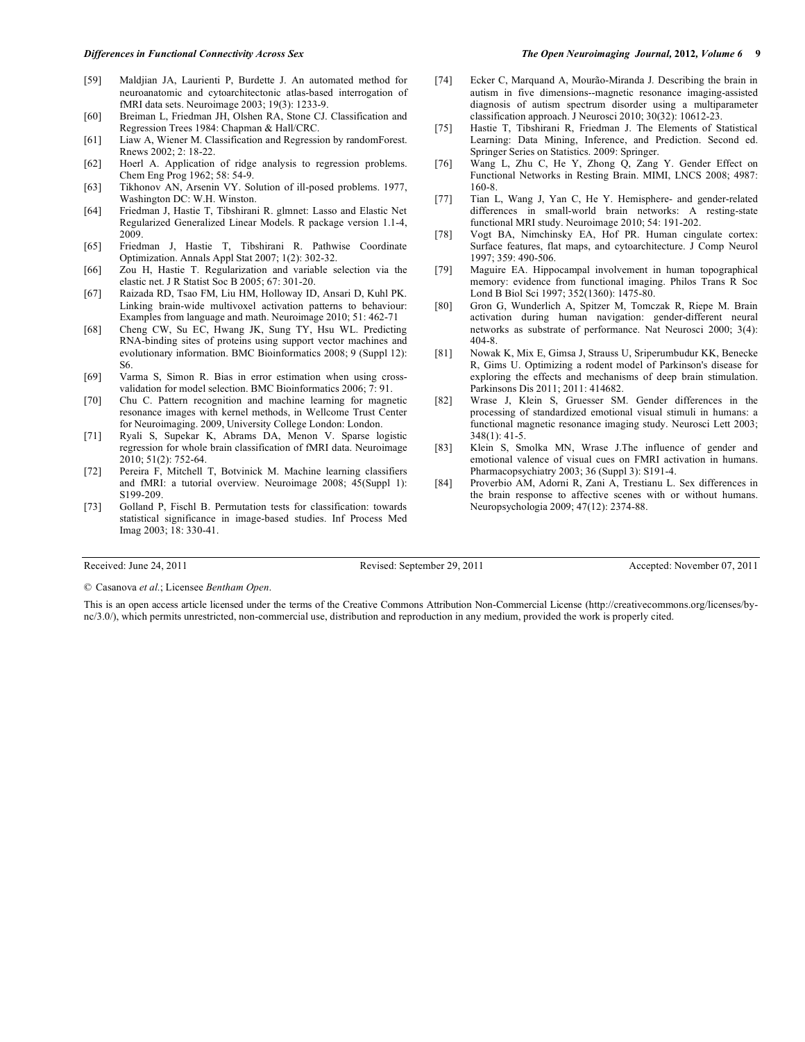[59] Maldjian JA, Laurienti P, Burdette J. An automated method for neuroanatomic and cytoarchitectonic atlas-based interrogation of fMRI data sets. Neuroimage 2003; 19(3): 1233-9.

[60] Breiman L, Friedman JH, Olshen RA, Stone CJ. Classification and Regression Trees 1984: Chapman & Hall/CRC.

[61] Liaw A, Wiener M. Classification and Regression by randomForest. Rnews 2002; 2: 18-22.

[62] Hoerl A. Application of ridge analysis to regression problems. Chem Eng Prog 1962; 58: 54-9.

[63] Tikhonov AN, Arsenin VY. Solution of ill-posed problems. 1977, Washington DC: W.H. Winston.

[64] Friedman J, Hastie T, Tibshirani R. glmnet: Lasso and Elastic Net Regularized Generalized Linear Models. R package version 1.1-4, 2009.

[65] Friedman J, Hastie T, Tibshirani R. Pathwise Coordinate Optimization. Annals Appl Stat 2007; 1(2): 302-32.

[66] Zou H, Hastie T. Regularization and variable selection via the elastic net. J R Statist Soc B 2005; 67: 301-20.

[67] Raizada RD, Tsao FM, Liu HM, Holloway ID, Ansari D, Kuhl PK. Linking brain-wide multivoxel activation patterns to behaviour: Examples from language and math. Neuroimage 2010; 51: 462-71

[68] Cheng CW, Su EC, Hwang JK, Sung TY, Hsu WL. Predicting RNA-binding sites of proteins using support vector machines and evolutionary information. BMC Bioinformatics 2008; 9 (Suppl 12): S6.

[69] Varma S, Simon R. Bias in error estimation when using cross-validation for model selection. BMC Bioinformatics 2006; 7: 91.

[70] Chu C. Pattern recognition and machine learning for magnetic resonance images with kernel methods, in Wellcome Trust Center for Neuroimaging. 2009, University College London: London.

[71] Ryali S, Supekar K, Abrams DA, Menon V. Sparse logistic regression for whole brain classification of fMRI data. Neuroimage 2010; 51(2): 752-64.

[72] Pereira F, Mitchell T, Botvinick M. Machine learning classifiers and fMRI: a tutorial overview. Neuroimage 2008; 45(Suppl 1): S199-209.

[73] Golland P, Fischl B. Permutation tests for classification: towards statistical significance in image-based studies. Inf Process Med Imag 2003; 18: 330-41.

[74] Ecker C, Marquand A, Mourão-Miranda J. Describing the brain in autism in five dimensions--magnetic resonance imaging-assisted diagnosis of autism spectrum disorder using a multiparameter classification approach. J Neurosci 2010; 30(32): 10612-23.

[75] Hastie T, Tibshirani R, Friedman J. The Elements of Statistical Learning: Data Mining, Inference, and Prediction. Second ed. Springer Series on Statistics. 2009: Springer.

[76] Wang L, Zhu C, He Y, Zhong Q, Zang Y. Gender Effect on Functional Networks in Resting Brain. MIMI, LNCS 2008; 4987: 160-8.

[77] Tian L, Wang J, Yan C, He Y. Hemisphere- and gender-related differences in small-world brain networks: A resting-state functional MRI study. Neuroimage 2010; 54: 191-202.

[78] Vogt BA, Nimchinsky EA, Hof PR. Human cingulate cortex: Surface features, flat maps, and cytoarchitecture. J Comp Neurol 1997; 359: 490-506.

[79] Maguire EA. Hippocampal involvement in human topographical memory: evidence from functional imaging. Philos Trans R Soc Lond B Biol Sci 1997; 352(1360): 1475-80.

[80] Gron G, Wunderlich A, Spitzer M, Tomczak R, Riepe M. Brain activation during human navigation: gender-different neural networks as substrate of performance. Nat Neurosci 2000; 3(4): 404-8.

[81] Nowak K, Mix E, Gimsa J, Strauss U, Sriperumbudur KK, Benecke R, Gims U. Optimizing a rodent model of Parkinson's disease for exploring the effects and mechanisms of deep brain stimulation. Parkinsons Dis 2011; 2011: 414682.

[82] Wrase J, Klein S, Gruesser SM. Gender differences in the processing of standardized emotional visual stimuli in humans: a functional magnetic resonance imaging study. Neurosci Lett 2003; 348(1): 41-5.

[83] Klein S, Smolka MN, Wrase J.The influence of gender and emotional valence of visual cues on FMRI activation in humans. Pharmacopsychiatry 2003; 36 (Suppl 3): S191-4.

[84] Proverbio AM, Adorni R, Zani A, Trestianu L. Sex differences in the brain response to affective scenes with or without humans. Neuropsychologia 2009; 47(12): 2374-88.

Received: June 24, 2011 Revised: September 29, 2011 Accepted: November 07, 2011

© Casanova *et al.*; Licensee *Bentham Open*.

This is an open access article licensed under the terms of the Creative Commons Attribution Non-Commercial License (http://creativecommons.org/licenses/by-nc/3.0/), which permits unrestricted, non-commercial use, distribution and reproduction in any medium, provided the work is properly cited.